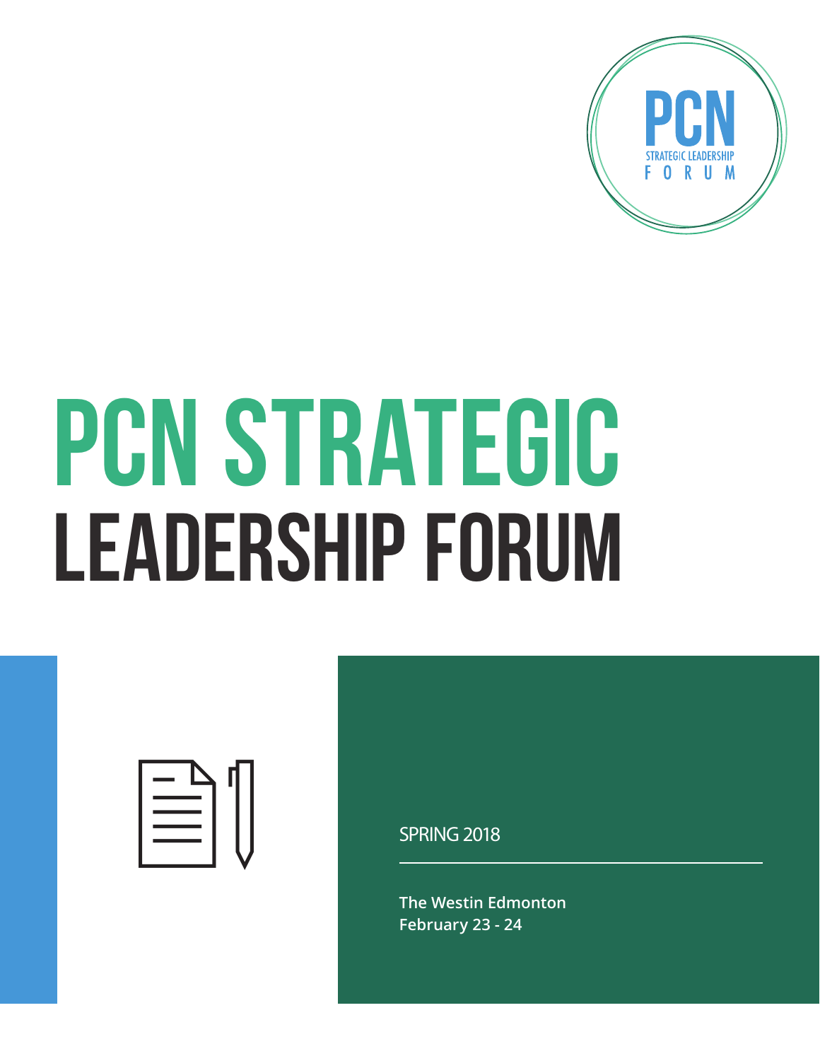PCN
STRATEGIC LEADERSHIP
FORUM

# PCN STRATEGIC LEADERSHIP FORUM

SPRING 2018

**The Westin Edmonton**
**February 23 - 24**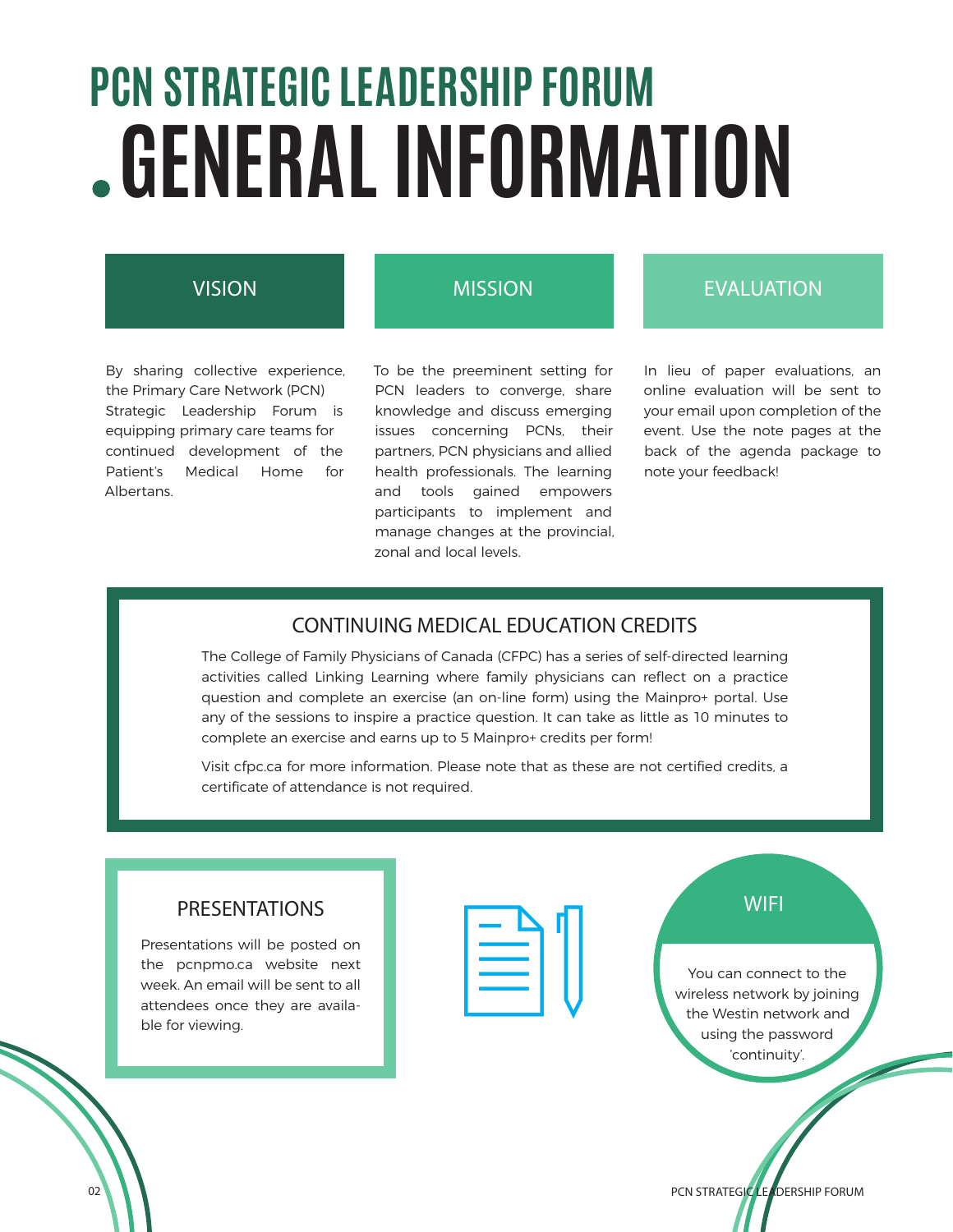# PCN STRATEGIC LEADERSHIP FORUM

# GENERAL INFORMATION

## VISION

By sharing collective experience, the Primary Care Network (PCN) Strategic Leadership Forum is equipping primary care teams for continued development of the Patient's Medical Home for Albertans.

## MISSION

To be the preeminent setting for PCN leaders to converge, share knowledge and discuss emerging issues concerning PCNs, their partners, PCN physicians and allied health professionals. The learning and tools gained empowers participants to implement and manage changes at the provincial, zonal and local levels.

## EVALUATION

In lieu of paper evaluations, an online evaluation will be sent to your email upon completion of the event. Use the note pages at the back of the agenda package to note your feedback!

## CONTINUING MEDICAL EDUCATION CREDITS

The College of Family Physicians of Canada (CFPC) has a series of self-directed learning activities called Linking Learning where family physicians can reflect on a practice question and complete an exercise (an on-line form) using the Mainpro+ portal. Use any of the sessions to inspire a practice question. It can take as little as 10 minutes to complete an exercise and earns up to 5 Mainpro+ credits per form!

Visit cfpc.ca for more information. Please note that as these are not certified credits, a certificate of attendance is not required.

## PRESENTATIONS

Presentations will be posted on the pcnpmo.ca website next week. An email will be sent to all attendees once they are available for viewing.

## WIFI

You can connect to the wireless network by joining the Westin network and using the password 'continuity'.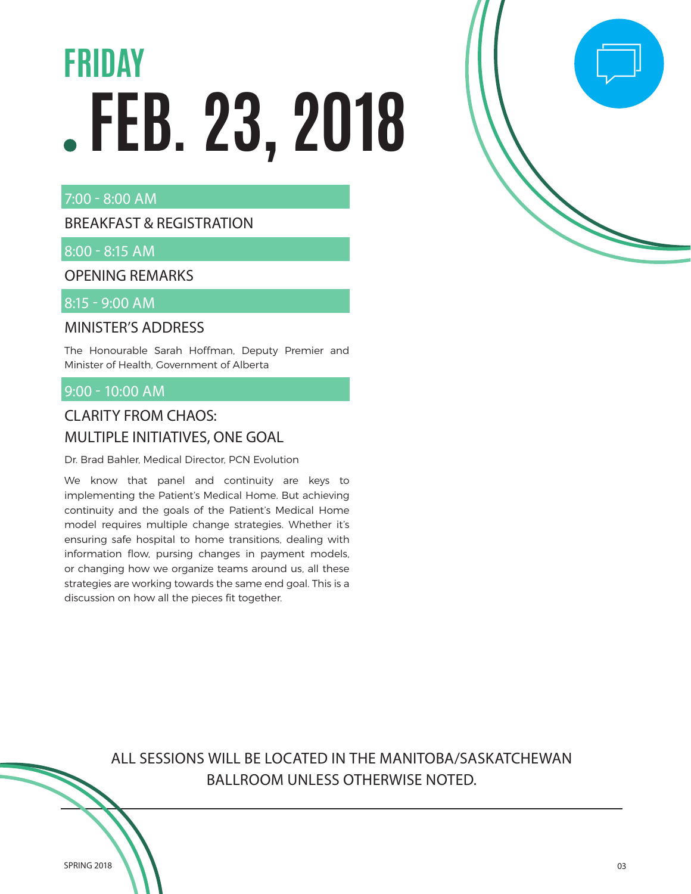# FRIDAY

# FEB. 23, 2018

**7:00 - 8:00 AM**

### BREAKFAST & REGISTRATION

**8:00 - 8:15 AM**

### OPENING REMARKS

**8:15 - 9:00 AM**

### MINISTER'S ADDRESS

The Honourable Sarah Hoffman, Deputy Premier and Minister of Health, Government of Alberta

**9:00 - 10:00 AM**

### CLARITY FROM CHAOS: MULTIPLE INITIATIVES, ONE GOAL

Dr. Brad Bahler, Medical Director, PCN Evolution

We know that panel and continuity are keys to implementing the Patient's Medical Home. But achieving continuity and the goals of the Patient's Medical Home model requires multiple change strategies. Whether it's ensuring safe hospital to home transitions, dealing with information flow, pursing changes in payment models, or changing how we organize teams around us, all these strategies are working towards the same end goal. This is a discussion on how all the pieces fit together.

ALL SESSIONS WILL BE LOCATED IN THE MANITOBA/SASKATCHEWAN BALLROOM UNLESS OTHERWISE NOTED.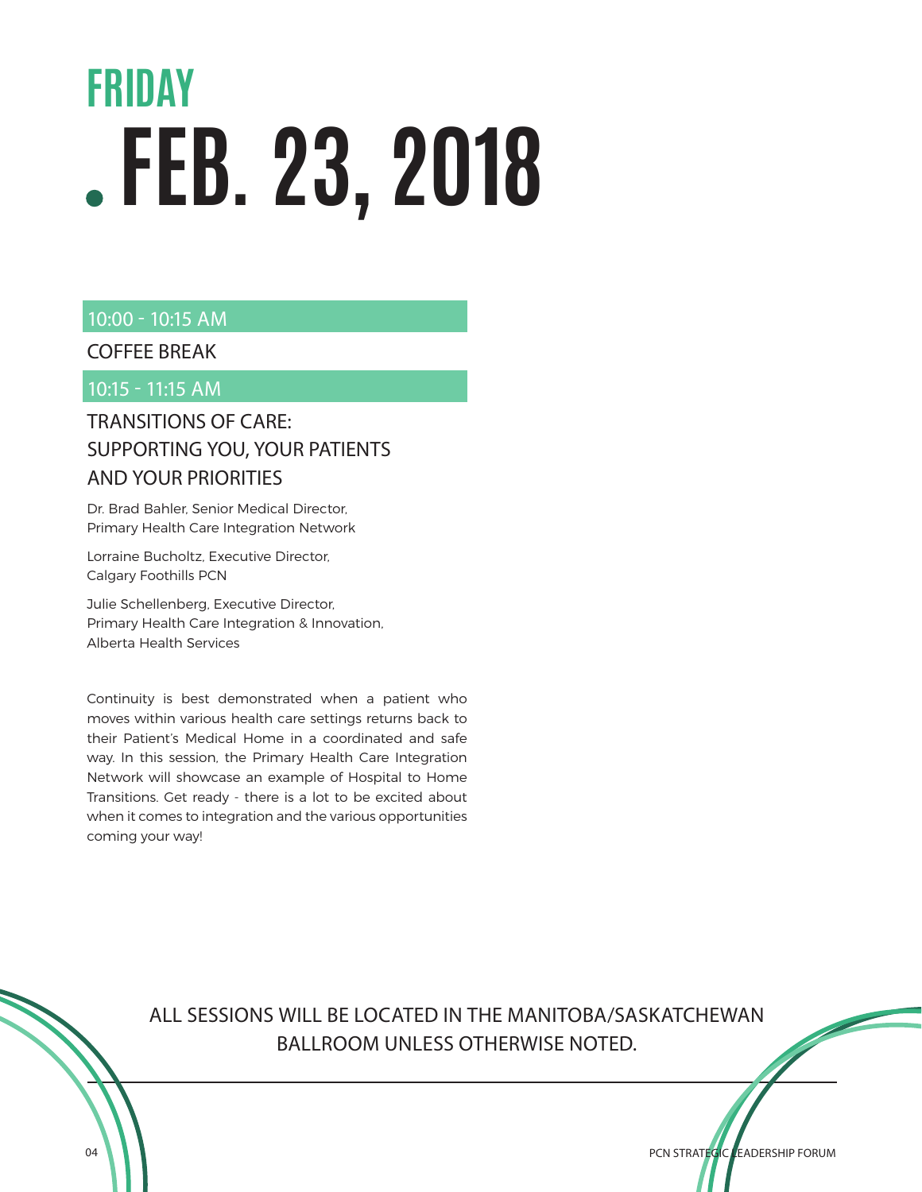# FRIDAY

# FEB. 23, 2018

### 10:00 - 10:15 AM

COFFEE BREAK

### 10:15 - 11:15 AM

## TRANSITIONS OF CARE: SUPPORTING YOU, YOUR PATIENTS AND YOUR PRIORITIES

Dr. Brad Bahler, Senior Medical Director,
Primary Health Care Integration Network

Lorraine Bucholtz, Executive Director,
Calgary Foothills PCN

Julie Schellenberg, Executive Director,
Primary Health Care Integration & Innovation,
Alberta Health Services

Continuity is best demonstrated when a patient who moves within various health care settings returns back to their Patient's Medical Home in a coordinated and safe way. In this session, the Primary Health Care Integration Network will showcase an example of Hospital to Home Transitions. Get ready - there is a lot to be excited about when it comes to integration and the various opportunities coming your way!

ALL SESSIONS WILL BE LOCATED IN THE MANITOBA/SASKATCHEWAN BALLROOM UNLESS OTHERWISE NOTED.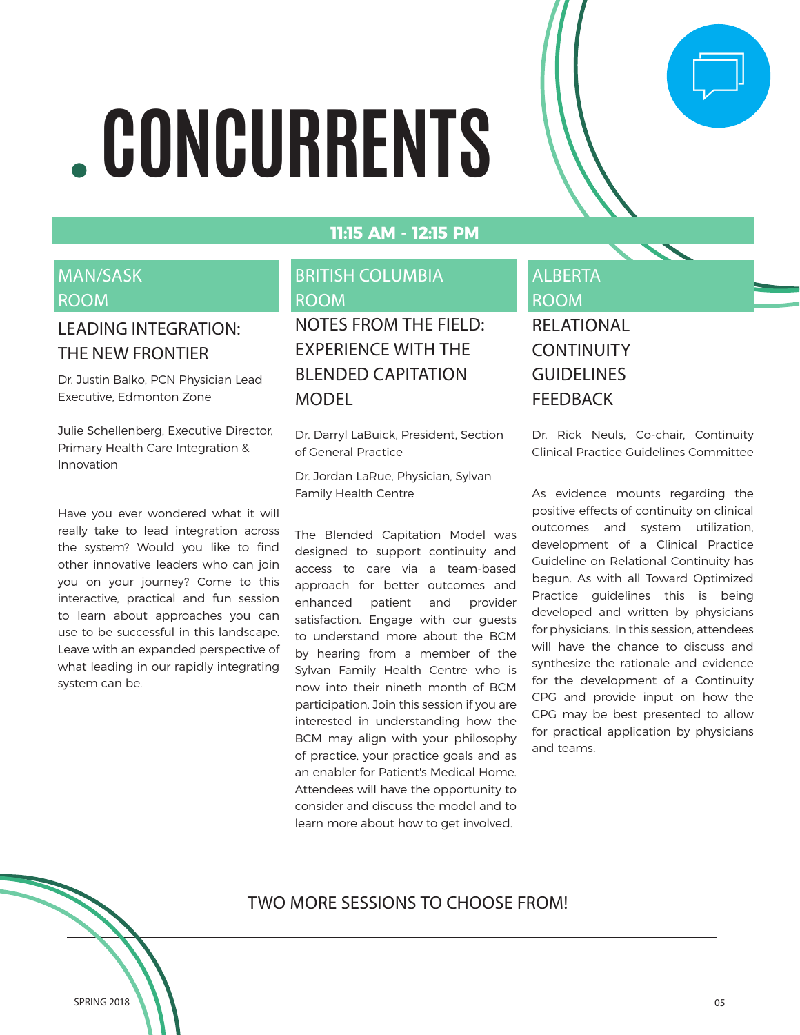# CONCURRENTS

**11:15 AM - 12:15 PM**

## MAN/SASK ROOM

### LEADING INTEGRATION: THE NEW FRONTIER

Dr. Justin Balko, PCN Physician Lead Executive, Edmonton Zone

Julie Schellenberg, Executive Director, Primary Health Care Integration & Innovation

Have you ever wondered what it will really take to lead integration across the system? Would you like to find other innovative leaders who can join you on your journey? Come to this interactive, practical and fun session to learn about approaches you can use to be successful in this landscape. Leave with an expanded perspective of what leading in our rapidly integrating system can be.

## BRITISH COLUMBIA ROOM

### NOTES FROM THE FIELD: EXPERIENCE WITH THE BLENDED CAPITATION MODEL

Dr. Darryl LaBuick, President, Section of General Practice

Dr. Jordan LaRue, Physician, Sylvan Family Health Centre

The Blended Capitation Model was designed to support continuity and access to care via a team-based approach for better outcomes and enhanced patient and provider satisfaction. Engage with our guests to understand more about the BCM by hearing from a member of the Sylvan Family Health Centre who is now into their nineth month of BCM participation. Join this session if you are interested in understanding how the BCM may align with your philosophy of practice, your practice goals and as an enabler for Patient's Medical Home. Attendees will have the opportunity to consider and discuss the model and to learn more about how to get involved.

## ALBERTA ROOM

### RELATIONAL CONTINUITY GUIDELINES FEEDBACK

Dr. Rick Neuls, Co-chair, Continuity Clinical Practice Guidelines Committee

As evidence mounts regarding the positive effects of continuity on clinical outcomes and system utilization, development of a Clinical Practice Guideline on Relational Continuity has begun. As with all Toward Optimized Practice guidelines this is being developed and written by physicians for physicians. In this session, attendees will have the chance to discuss and synthesize the rationale and evidence for the development of a Continuity CPG and provide input on how the CPG may be best presented to allow for practical application by physicians and teams.

TWO MORE SESSIONS TO CHOOSE FROM!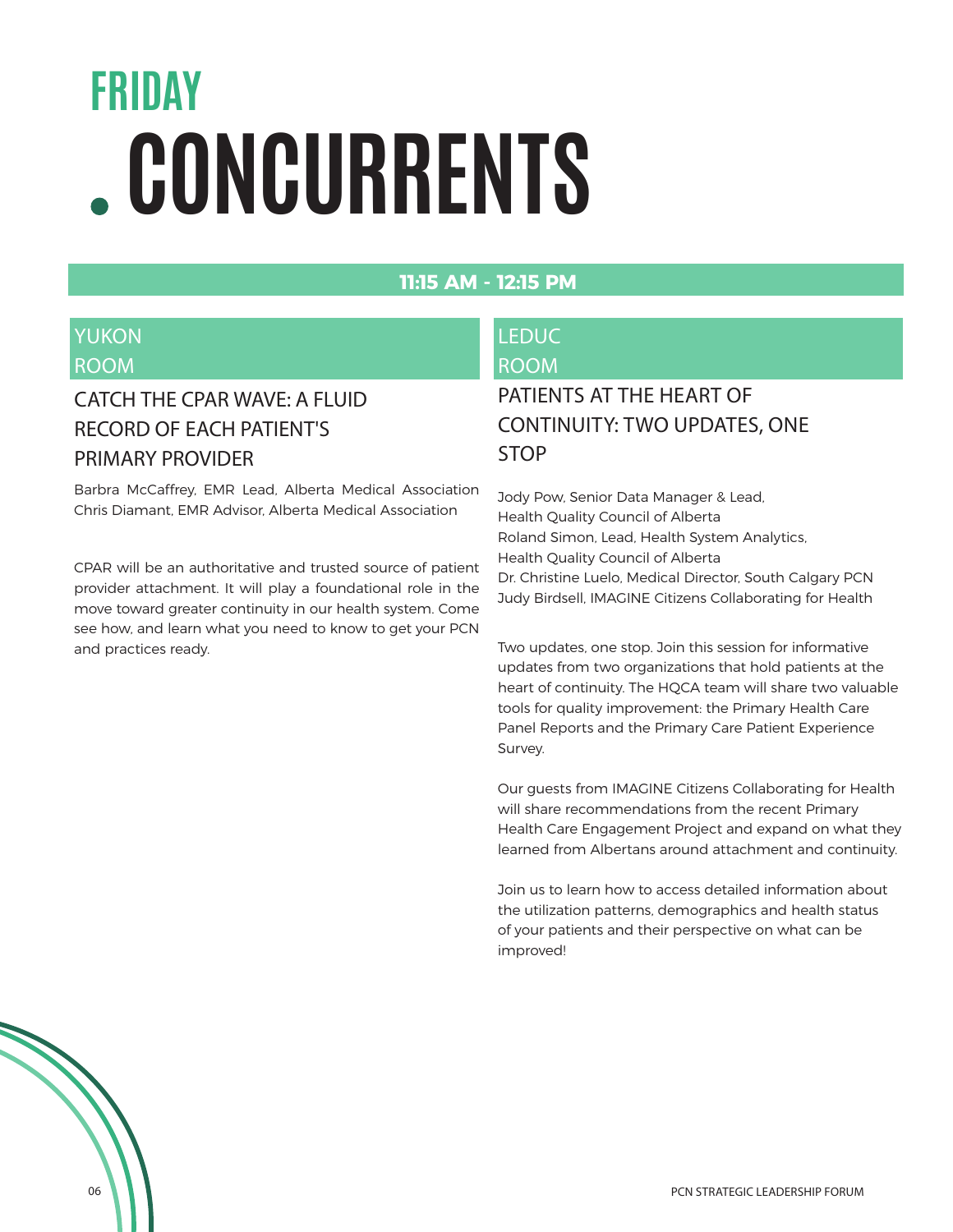# FRIDAY

# CONCURRENTS

## 11:15 AM - 12:15 PM

### YUKON ROOM

### CATCH THE CPAR WAVE: A FLUID RECORD OF EACH PATIENT'S PRIMARY PROVIDER

Barbra McCaffrey, EMR Lead, Alberta Medical Association
Chris Diamant, EMR Advisor, Alberta Medical Association

CPAR will be an authoritative and trusted source of patient provider attachment. It will play a foundational role in the move toward greater continuity in our health system. Come see how, and learn what you need to know to get your PCN and practices ready.

### LEDUC ROOM

### PATIENTS AT THE HEART OF CONTINUITY: TWO UPDATES, ONE STOP

Jody Pow, Senior Data Manager & Lead, Health Quality Council of Alberta
Roland Simon, Lead, Health System Analytics, Health Quality Council of Alberta
Dr. Christine Luelo, Medical Director, South Calgary PCN
Judy Birdsell, IMAGINE Citizens Collaborating for Health

Two updates, one stop. Join this session for informative updates from two organizations that hold patients at the heart of continuity. The HQCA team will share two valuable tools for quality improvement: the Primary Health Care Panel Reports and the Primary Care Patient Experience Survey.

Our guests from IMAGINE Citizens Collaborating for Health will share recommendations from the recent Primary Health Care Engagement Project and expand on what they learned from Albertans around attachment and continuity.

Join us to learn how to access detailed information about the utilization patterns, demographics and health status of your patients and their perspective on what can be improved!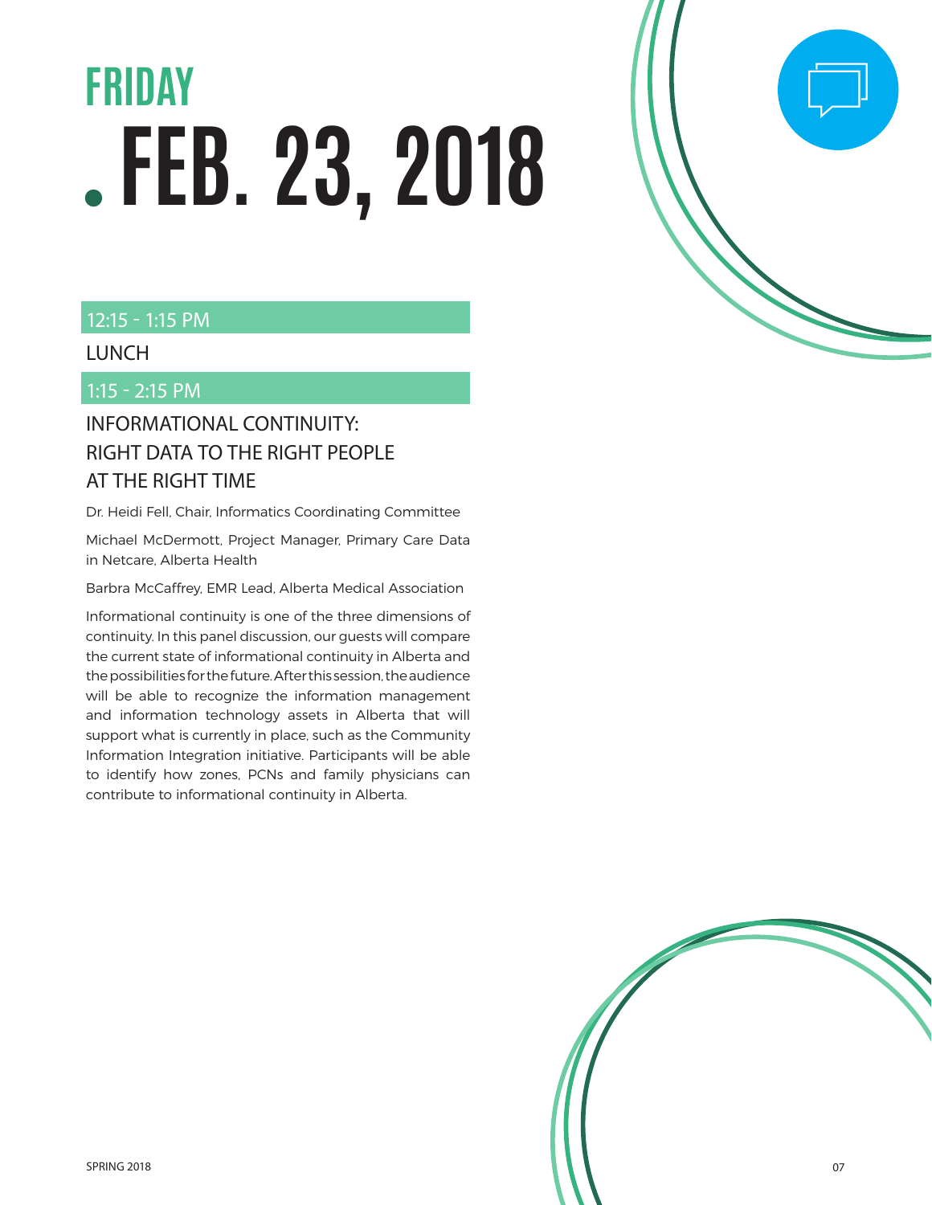# FRIDAY FEB. 23, 2018

**12:15 - 1:15 PM**

LUNCH

**1:15 - 2:15 PM**

## INFORMATIONAL CONTINUITY: RIGHT DATA TO THE RIGHT PEOPLE AT THE RIGHT TIME

Dr. Heidi Fell, Chair, Informatics Coordinating Committee

Michael McDermott, Project Manager, Primary Care Data in Netcare, Alberta Health

Barbra McCaffrey, EMR Lead, Alberta Medical Association

Informational continuity is one of the three dimensions of continuity. In this panel discussion, our guests will compare the current state of informational continuity in Alberta and the possibilities for the future. After this session, the audience will be able to recognize the information management and information technology assets in Alberta that will support what is currently in place, such as the Community Information Integration initiative. Participants will be able to identify how zones, PCNs and family physicians can contribute to informational continuity in Alberta.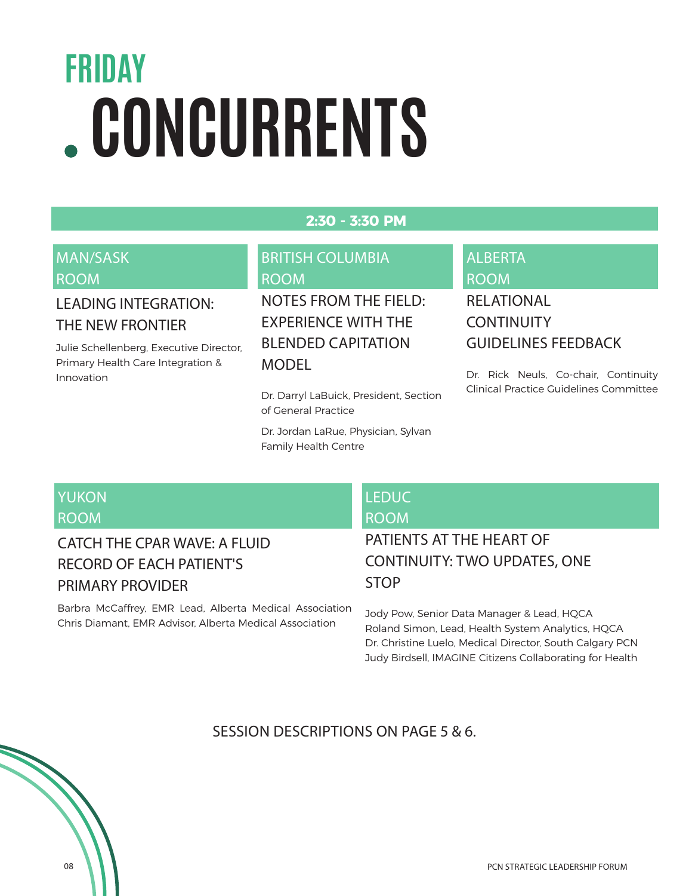# FRIDAY CONCURRENTS

## 2:30 - 3:30 PM

### MAN/SASK ROOM

**LEADING INTEGRATION: THE NEW FRONTIER**

Julie Schellenberg, Executive Director, Primary Health Care Integration & Innovation

### BRITISH COLUMBIA ROOM

**NOTES FROM THE FIELD: EXPERIENCE WITH THE BLENDED CAPITATION MODEL**

Dr. Darryl LaBuick, President, Section of General Practice

Dr. Jordan LaRue, Physician, Sylvan Family Health Centre

### ALBERTA ROOM

**RELATIONAL CONTINUITY GUIDELINES FEEDBACK**

Dr. Rick Neuls, Co-chair, Continuity Clinical Practice Guidelines Committee

### YUKON ROOM

**CATCH THE CPAR WAVE: A FLUID RECORD OF EACH PATIENT'S PRIMARY PROVIDER**

Barbra McCaffrey, EMR Lead, Alberta Medical Association
Chris Diamant, EMR Advisor, Alberta Medical Association

### LEDUC ROOM

**PATIENTS AT THE HEART OF CONTINUITY: TWO UPDATES, ONE STOP**

Jody Pow, Senior Data Manager & Lead, HQCA
Roland Simon, Lead, Health System Analytics, HQCA
Dr. Christine Luelo, Medical Director, South Calgary PCN
Judy Birdsell, IMAGINE Citizens Collaborating for Health

SESSION DESCRIPTIONS ON PAGE 5 & 6.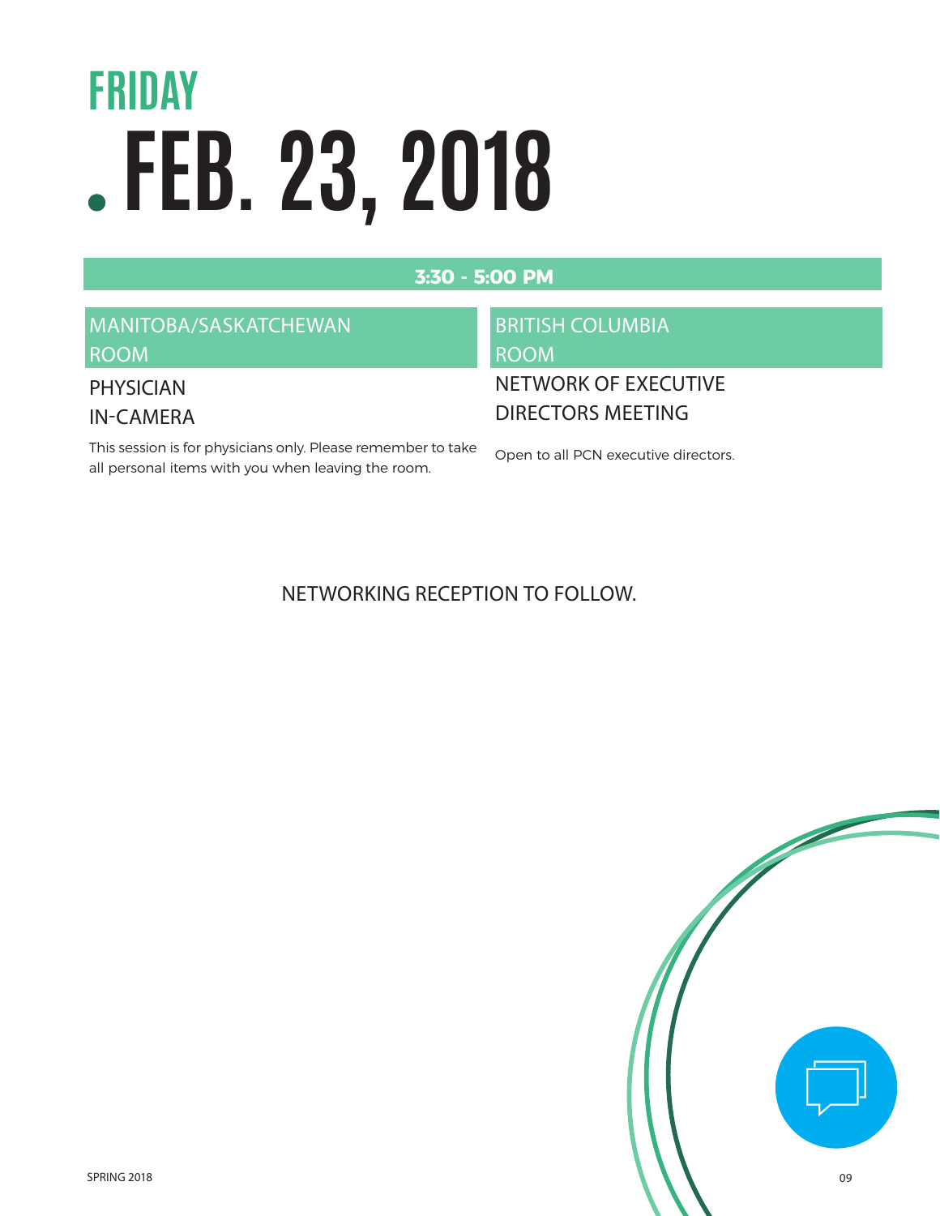# FRIDAY

# FEB. 23, 2018

## 3:30 - 5:00 PM

### MANITOBA/SASKATCHEWAN ROOM

**PHYSICIAN IN-CAMERA**

This session is for physicians only. Please remember to take all personal items with you when leaving the room.

### BRITISH COLUMBIA ROOM

**NETWORK OF EXECUTIVE DIRECTORS MEETING**

Open to all PCN executive directors.

NETWORKING RECEPTION TO FOLLOW.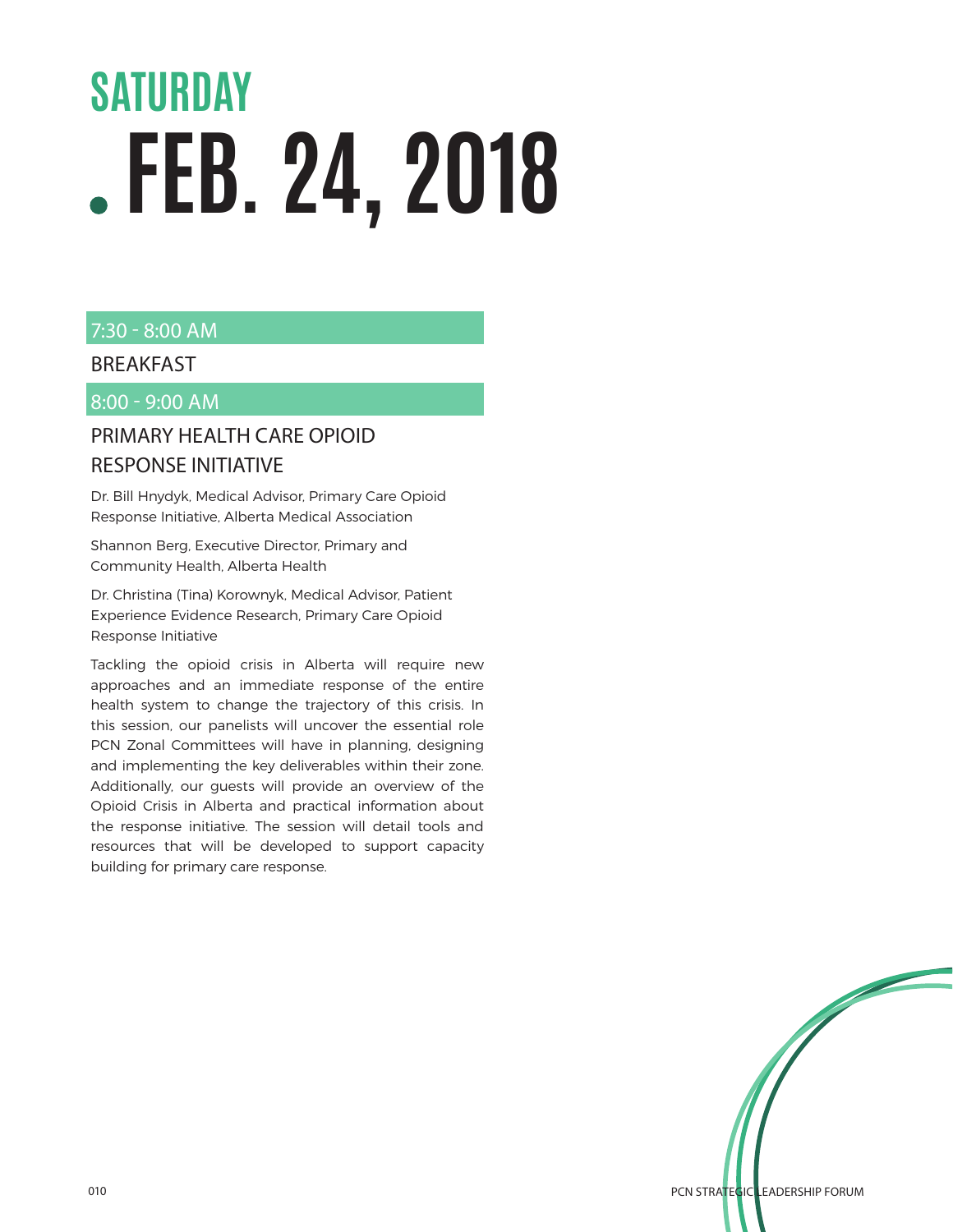# SATURDAY

# FEB. 24, 2018

## 7:30 - 8:00 AM

### BREAKFAST

## 8:00 - 9:00 AM

### PRIMARY HEALTH CARE OPIOID RESPONSE INITIATIVE

Dr. Bill Hnydyk, Medical Advisor, Primary Care Opioid Response Initiative, Alberta Medical Association

Shannon Berg, Executive Director, Primary and Community Health, Alberta Health

Dr. Christina (Tina) Korownyk, Medical Advisor, Patient Experience Evidence Research, Primary Care Opioid Response Initiative

Tackling the opioid crisis in Alberta will require new approaches and an immediate response of the entire health system to change the trajectory of this crisis. In this session, our panelists will uncover the essential role PCN Zonal Committees will have in planning, designing and implementing the key deliverables within their zone. Additionally, our guests will provide an overview of the Opioid Crisis in Alberta and practical information about the response initiative. The session will detail tools and resources that will be developed to support capacity building for primary care response.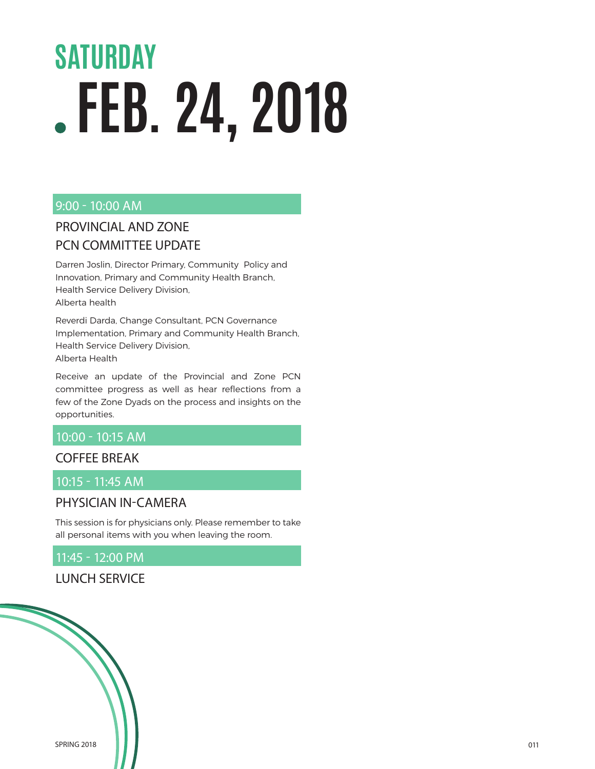# SATURDAY

# FEB. 24, 2018

## 9:00 - 10:00 AM

### PROVINCIAL AND ZONE PCN COMMITTEE UPDATE

Darren Joslin, Director Primary, Community  Policy and Innovation, Primary and Community Health Branch, Health Service Delivery Division, Alberta health

Reverdi Darda, Change Consultant, PCN Governance Implementation, Primary and Community Health Branch, Health Service Delivery Division, Alberta Health

Receive an update of the Provincial and Zone PCN committee progress as well as hear reflections from a few of the Zone Dyads on the process and insights on the opportunities.

## 10:00 - 10:15 AM

### COFFEE BREAK

## 10:15 - 11:45 AM

### PHYSICIAN IN-CAMERA

This session is for physicians only. Please remember to take all personal items with you when leaving the room.

## 11:45 - 12:00 PM

### LUNCH SERVICE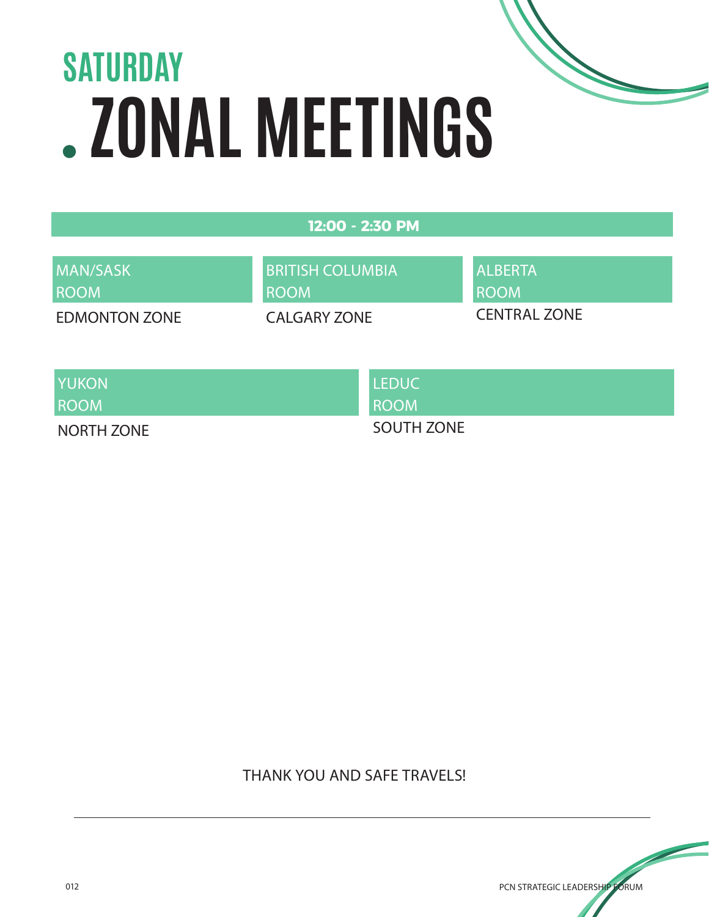# SATURDAY

# ZONAL MEETINGS

**12:00 - 2:30 PM**

| MAN/SASK ROOM | BRITISH COLUMBIA ROOM | ALBERTA ROOM |
| --- | --- | --- |
| EDMONTON ZONE | CALGARY ZONE | CENTRAL ZONE |

| YUKON ROOM | LEDUC ROOM |
| --- | --- |
| NORTH ZONE | SOUTH ZONE |

THANK YOU AND SAFE TRAVELS!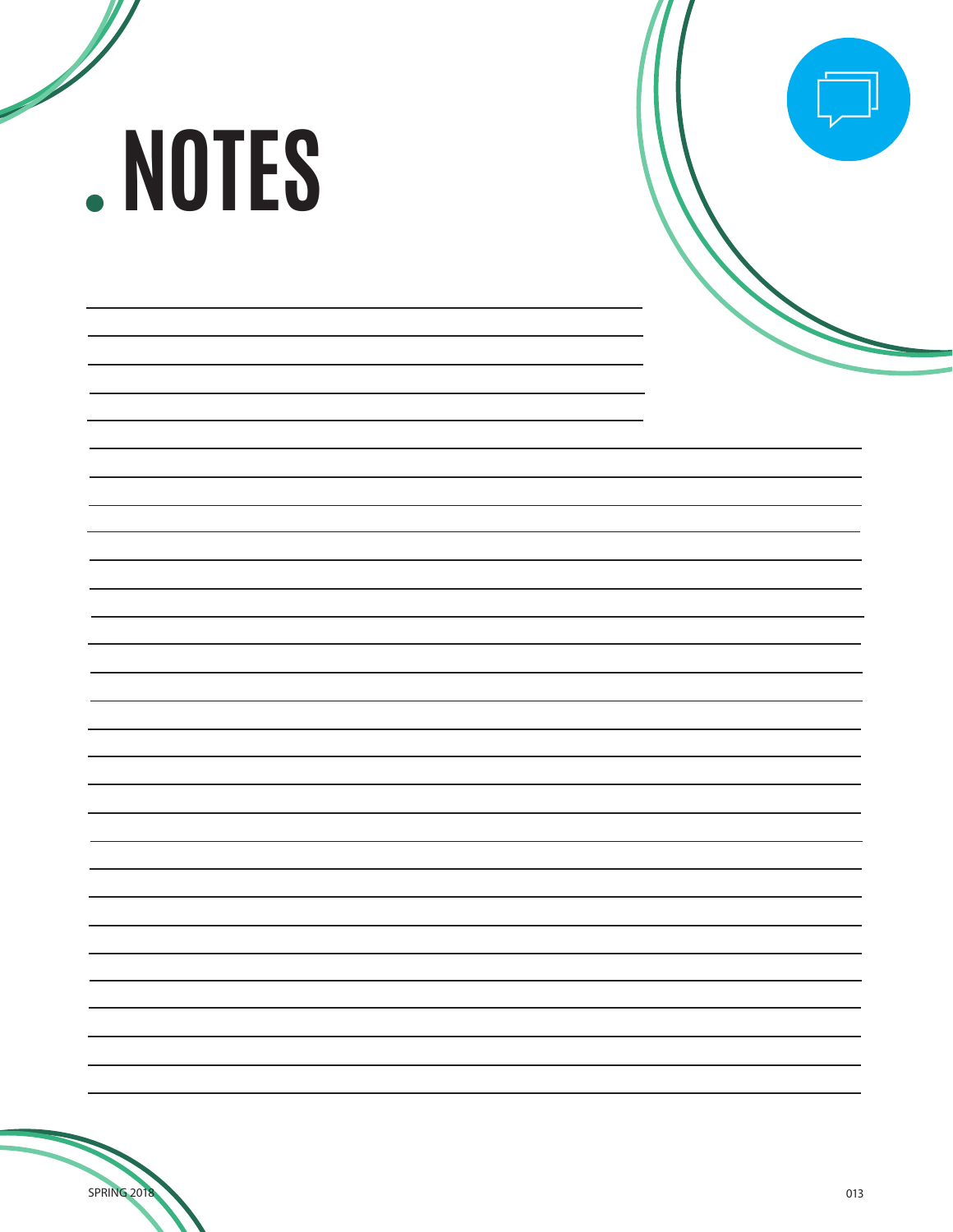# NOTES